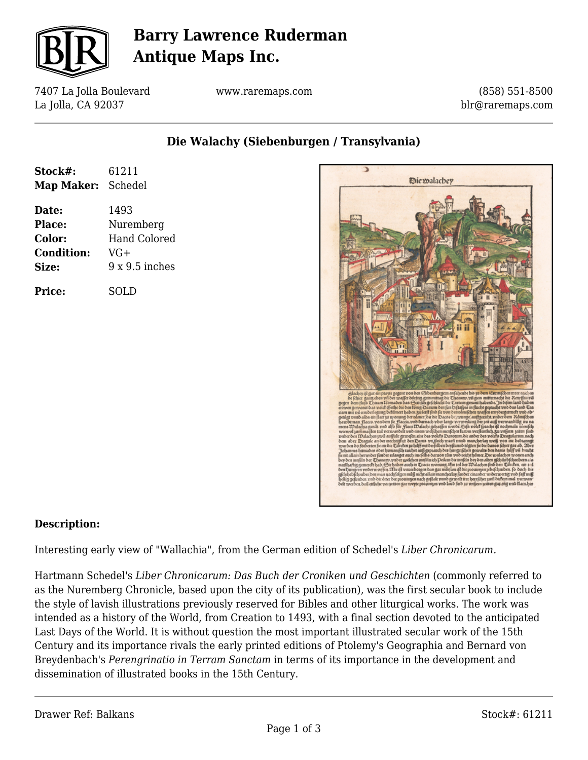# Barry Lawrence Ruderman Antique Maps Inc.

7407 La Jolla Boulevard
La Jolla, CA 92037

www.raremaps.com

(858) 551-8500
blr@raremaps.com

## Die Walachy (Siebenburgen / Transylvania)

**Stock#:** 61211
**Map Maker:** Schedel

**Date:** 1493
**Place:** Nuremberg
**Color:** Hand Colored
**Condition:** VG+
**Size:** 9 x 9.5 inches

**Price:** SOLD

**Description:**

Interesting early view of "Wallachia", from the German edition of Schedel's *Liber Chronicarum.*

Hartmann Schedel's *Liber Chronicarum: Das Buch der Croniken und Geschichten* (commonly referred to as the Nuremberg Chronicle, based upon the city of its publication), was the first secular book to include the style of lavish illustrations previously reserved for Bibles and other liturgical works. The work was intended as a history of the World, from Creation to 1493, with a final section devoted to the anticipated Last Days of the World. It is without question the most important illustrated secular work of the 15th Century and its importance rivals the early printed editions of Ptolemy's Geographia and Bernard von Breydenbach's *Perengrinatio in Terram Sanctam* in terms of its importance in the development and dissemination of illustrated books in the 15th Century.

Drawer Ref: Balkans

Stock#: 61211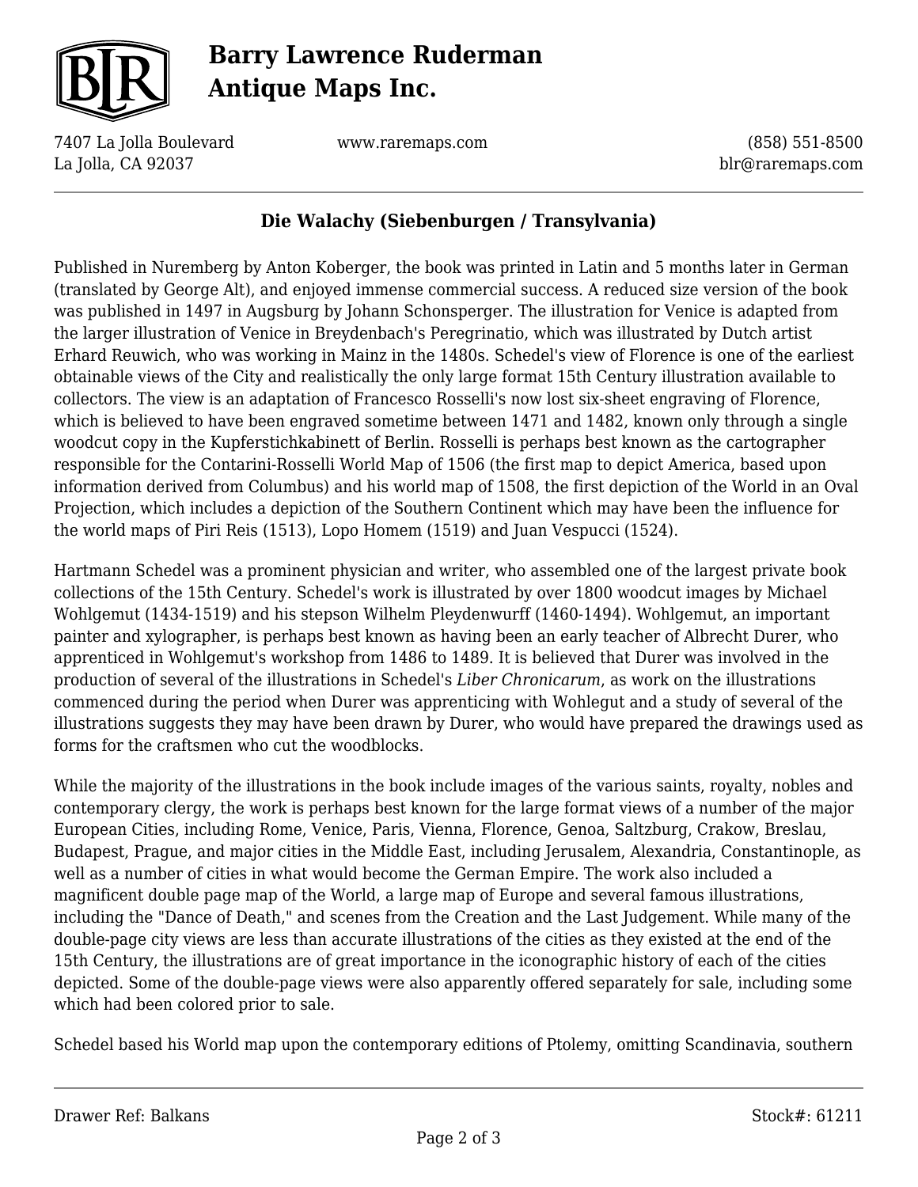## Die Walachy (Siebenburgen / Transylvania)

Published in Nuremberg by Anton Koberger, the book was printed in Latin and 5 months later in German (translated by George Alt), and enjoyed immense commercial success. A reduced size version of the book was published in 1497 in Augsburg by Johann Schonsperger. The illustration for Venice is adapted from the larger illustration of Venice in Breydenbach's Peregrinatio, which was illustrated by Dutch artist Erhard Reuwich, who was working in Mainz in the 1480s. Schedel's view of Florence is one of the earliest obtainable views of the City and realistically the only large format 15th Century illustration available to collectors. The view is an adaptation of Francesco Rosselli's now lost six-sheet engraving of Florence, which is believed to have been engraved sometime between 1471 and 1482, known only through a single woodcut copy in the Kupferstichkabinett of Berlin. Rosselli is perhaps best known as the cartographer responsible for the Contarini-Rosselli World Map of 1506 (the first map to depict America, based upon information derived from Columbus) and his world map of 1508, the first depiction of the World in an Oval Projection, which includes a depiction of the Southern Continent which may have been the influence for the world maps of Piri Reis (1513), Lopo Homem (1519) and Juan Vespucci (1524).

Hartmann Schedel was a prominent physician and writer, who assembled one of the largest private book collections of the 15th Century. Schedel's work is illustrated by over 1800 woodcut images by Michael Wohlgemut (1434-1519) and his stepson Wilhelm Pleydenwurff (1460-1494). Wohlgemut, an important painter and xylographer, is perhaps best known as having been an early teacher of Albrecht Durer, who apprenticed in Wohlgemut's workshop from 1486 to 1489. It is believed that Durer was involved in the production of several of the illustrations in Schedel's *Liber Chronicarum*, as work on the illustrations commenced during the period when Durer was apprenticing with Wohlegut and a study of several of the illustrations suggests they may have been drawn by Durer, who would have prepared the drawings used as forms for the craftsmen who cut the woodblocks.

While the majority of the illustrations in the book include images of the various saints, royalty, nobles and contemporary clergy, the work is perhaps best known for the large format views of a number of the major European Cities, including Rome, Venice, Paris, Vienna, Florence, Genoa, Saltzburg, Crakow, Breslau, Budapest, Prague, and major cities in the Middle East, including Jerusalem, Alexandria, Constantinople, as well as a number of cities in what would become the German Empire. The work also included a magnificent double page map of the World, a large map of Europe and several famous illustrations, including the "Dance of Death," and scenes from the Creation and the Last Judgement. While many of the double-page city views are less than accurate illustrations of the cities as they existed at the end of the 15th Century, the illustrations are of great importance in the iconographic history of each of the cities depicted. Some of the double-page views were also apparently offered separately for sale, including some which had been colored prior to sale.

Schedel based his World map upon the contemporary editions of Ptolemy, omitting Scandinavia, southern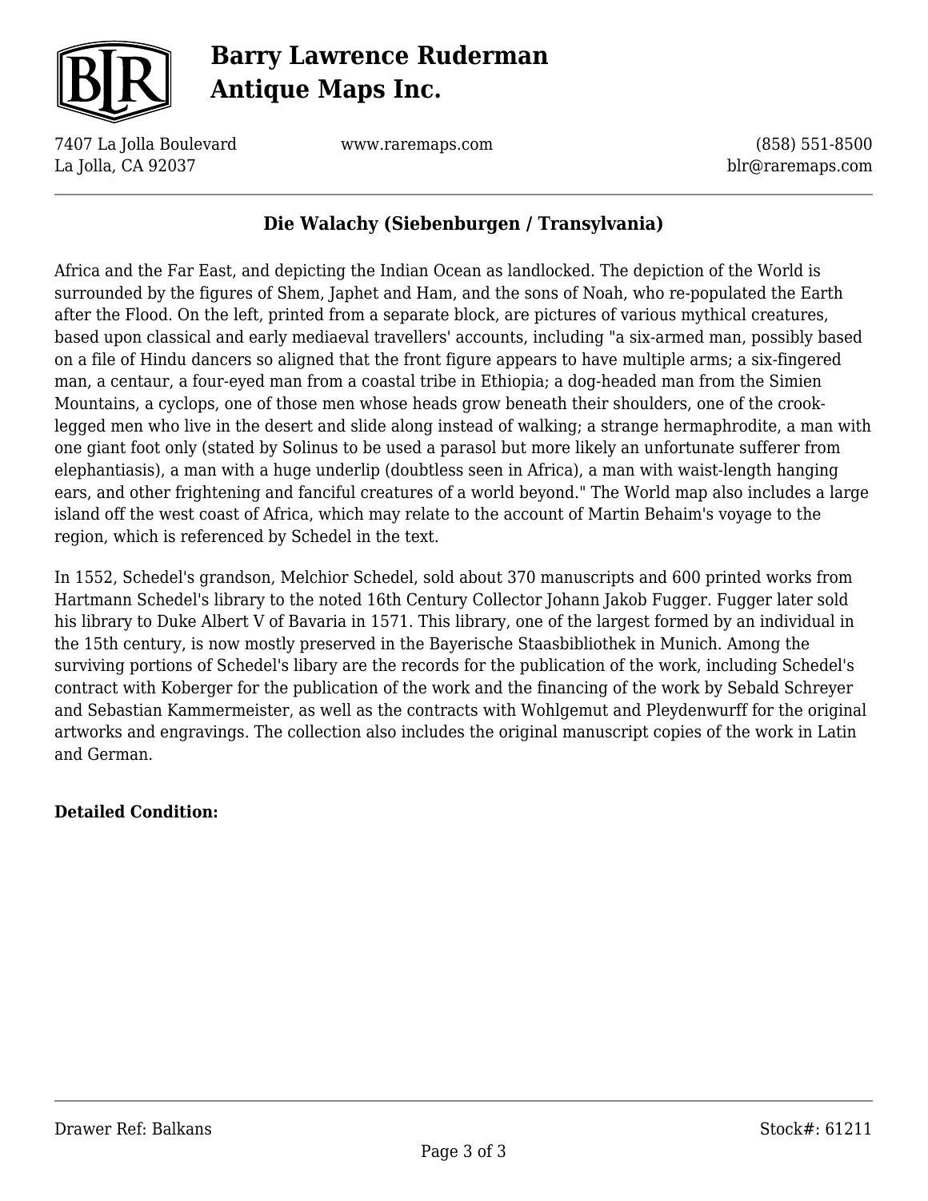## Die Walachy (Siebenburgen / Transylvania)

Africa and the Far East, and depicting the Indian Ocean as landlocked. The depiction of the World is surrounded by the figures of Shem, Japhet and Ham, and the sons of Noah, who re-populated the Earth after the Flood. On the left, printed from a separate block, are pictures of various mythical creatures, based upon classical and early mediaeval travellers' accounts, including "a six-armed man, possibly based on a file of Hindu dancers so aligned that the front figure appears to have multiple arms; a six-fingered man, a centaur, a four-eyed man from a coastal tribe in Ethiopia; a dog-headed man from the Simien Mountains, a cyclops, one of those men whose heads grow beneath their shoulders, one of the crook-legged men who live in the desert and slide along instead of walking; a strange hermaphrodite, a man with one giant foot only (stated by Solinus to be used a parasol but more likely an unfortunate sufferer from elephantiasis), a man with a huge underlip (doubtless seen in Africa), a man with waist-length hanging ears, and other frightening and fanciful creatures of a world beyond." The World map also includes a large island off the west coast of Africa, which may relate to the account of Martin Behaim's voyage to the region, which is referenced by Schedel in the text.

In 1552, Schedel's grandson, Melchior Schedel, sold about 370 manuscripts and 600 printed works from Hartmann Schedel's library to the noted 16th Century Collector Johann Jakob Fugger. Fugger later sold his library to Duke Albert V of Bavaria in 1571. This library, one of the largest formed by an individual in the 15th century, is now mostly preserved in the Bayerische Staasbibliothek in Munich. Among the surviving portions of Schedel's libary are the records for the publication of the work, including Schedel's contract with Koberger for the publication of the work and the financing of the work by Sebald Schreyer and Sebastian Kammermeister, as well as the contracts with Wohlgemut and Pleydenwurff for the original artworks and engravings. The collection also includes the original manuscript copies of the work in Latin and German.

**Detailed Condition:**

Drawer Ref: Balkans

Stock#: 61211